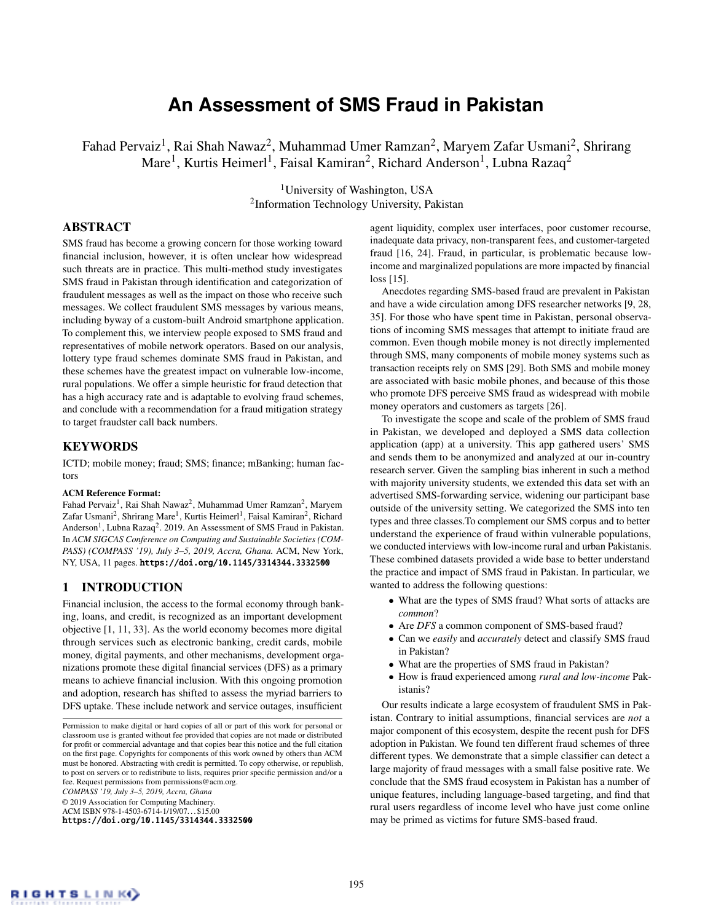# An Assessment of SMS Fraud in Pakistan

Fahad Pervaiz[1], Rai Shah Nawaz[2], Muhammad Umer Ramzan[2], Maryem Zafar Usmani[2], Shrirang Mare[1], Kurtis Heimerl[1], Faisal Kamiran[2], Richard Anderson[1], Lubna Razaq[2]

[1]University of Washington, USA
[2]Information Technology University, Pakistan

## ABSTRACT

SMS fraud has become a growing concern for those working toward financial inclusion, however, it is often unclear how widespread such threats are in practice. This multi-method study investigates SMS fraud in Pakistan through identification and categorization of fraudulent messages as well as the impact on those who receive such messages. We collect fraudulent SMS messages by various means, including byway of a custom-built Android smartphone application. To complement this, we interview people exposed to SMS fraud and representatives of mobile network operators. Based on our analysis, lottery type fraud schemes dominate SMS fraud in Pakistan, and these schemes have the greatest impact on vulnerable low-income, rural populations. We offer a simple heuristic for fraud detection that has a high accuracy rate and is adaptable to evolving fraud schemes, and conclude with a recommendation for a fraud mitigation strategy to target fraudster call back numbers.

## KEYWORDS

ICTD; mobile money; fraud; SMS; finance; mBanking; human factors

**ACM Reference Format:**
Fahad Pervaiz[1], Rai Shah Nawaz[2], Muhammad Umer Ramzan[2], Maryem Zafar Usmani[2], Shrirang Mare[1], Kurtis Heimerl[1], Faisal Kamiran[2], Richard Anderson[1], Lubna Razaq[2]. 2019. An Assessment of SMS Fraud in Pakistan. In *ACM SIGCAS Conference on Computing and Sustainable Societies (COMPASS) (COMPASS '19), July 3–5, 2019, Accra, Ghana.* ACM, New York, NY, USA, 11 pages. https://doi.org/10.1145/3314344.3332500

## 1 INTRODUCTION

Financial inclusion, the access to the formal economy through banking, loans, and credit, is recognized as an important development objective [1, 11, 33]. As the world economy becomes more digital through services such as electronic banking, credit cards, mobile money, digital payments, and other mechanisms, development organizations promote these digital financial services (DFS) as a primary means to achieve financial inclusion. With this ongoing promotion and adoption, research has shifted to assess the myriad barriers to DFS uptake. These include network and service outages, insufficient agent liquidity, complex user interfaces, poor customer recourse, inadequate data privacy, non-transparent fees, and customer-targeted fraud [16, 24]. Fraud, in particular, is problematic because low-income and marginalized populations are more impacted by financial loss [15].

Anecdotes regarding SMS-based fraud are prevalent in Pakistan and have a wide circulation among DFS researcher networks [9, 28, 35]. For those who have spent time in Pakistan, personal observations of incoming SMS messages that attempt to initiate fraud are common. Even though mobile money is not directly implemented through SMS, many components of mobile money systems such as transaction receipts rely on SMS [29]. Both SMS and mobile money are associated with basic mobile phones, and because of this those who promote DFS perceive SMS fraud as widespread with mobile money operators and customers as targets [26].

To investigate the scope and scale of the problem of SMS fraud in Pakistan, we developed and deployed a SMS data collection application (app) at a university. This app gathered users' SMS and sends them to be anonymized and analyzed at our in-country research server. Given the sampling bias inherent in such a method with majority university students, we extended this data set with an advertised SMS-forwarding service, widening our participant base outside of the university setting. We categorized the SMS into ten types and three classes.To complement our SMS corpus and to better understand the experience of fraud within vulnerable populations, we conducted interviews with low-income rural and urban Pakistanis. These combined datasets provided a wide base to better understand the practice and impact of SMS fraud in Pakistan. In particular, we wanted to address the following questions:

- What are the types of SMS fraud? What sorts of attacks are *common*?
- Are *DFS* a common component of SMS-based fraud?
- Can we *easily* and *accurately* detect and classify SMS fraud in Pakistan?
- What are the properties of SMS fraud in Pakistan?
- How is fraud experienced among *rural and low-income* Pakistanis?

Our results indicate a large ecosystem of fraudulent SMS in Pakistan. Contrary to initial assumptions, financial services are *not* a major component of this ecosystem, despite the recent push for DFS adoption in Pakistan. We found ten different fraud schemes of three different types. We demonstrate that a simple classifier can detect a large majority of fraud messages with a small false positive rate. We conclude that the SMS fraud ecosystem in Pakistan has a number of unique features, including language-based targeting, and find that rural users regardless of income level who have just come online may be primed as victims for future SMS-based fraud.

Permission to make digital or hard copies of all or part of this work for personal or classroom use is granted without fee provided that copies are not made or distributed for profit or commercial advantage and that copies bear this notice and the full citation on the first page. Copyrights for components of this work owned by others than ACM must be honored. Abstracting with credit is permitted. To copy otherwise, or republish, to post on servers or to redistribute to lists, requires prior specific permission and/or a fee. Request permissions from permissions@acm.org.
*COMPASS '19, July 3–5, 2019, Accra, Ghana*
© 2019 Association for Computing Machinery.
ACM ISBN 978-1-4503-6714-1/19/07...$15.00
https://doi.org/10.1145/3314344.3332500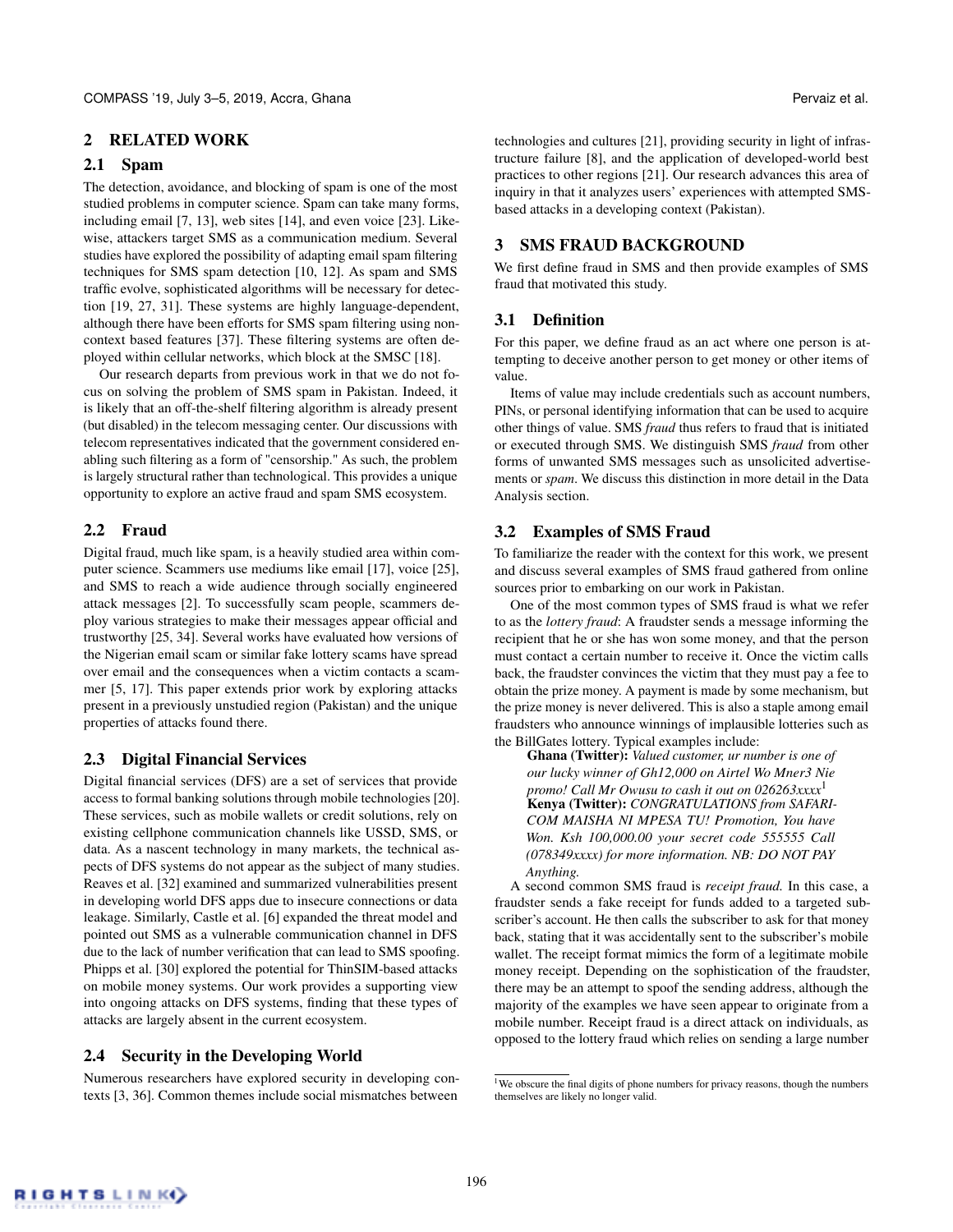## 2 RELATED WORK

### 2.1 Spam

The detection, avoidance, and blocking of spam is one of the most studied problems in computer science. Spam can take many forms, including email [7, 13], web sites [14], and even voice [23]. Likewise, attackers target SMS as a communication medium. Several studies have explored the possibility of adapting email spam filtering techniques for SMS spam detection [10, 12]. As spam and SMS traffic evolve, sophisticated algorithms will be necessary for detection [19, 27, 31]. These systems are highly language-dependent, although there have been efforts for SMS spam filtering using non-context based features [37]. These filtering systems are often deployed within cellular networks, which block at the SMSC [18].

Our research departs from previous work in that we do not focus on solving the problem of SMS spam in Pakistan. Indeed, it is likely that an off-the-shelf filtering algorithm is already present (but disabled) in the telecom messaging center. Our discussions with telecom representatives indicated that the government considered enabling such filtering as a form of "censorship." As such, the problem is largely structural rather than technological. This provides a unique opportunity to explore an active fraud and spam SMS ecosystem.

### 2.2 Fraud

Digital fraud, much like spam, is a heavily studied area within computer science. Scammers use mediums like email [17], voice [25], and SMS to reach a wide audience through socially engineered attack messages [2]. To successfully scam people, scammers deploy various strategies to make their messages appear official and trustworthy [25, 34]. Several works have evaluated how versions of the Nigerian email scam or similar fake lottery scams have spread over email and the consequences when a victim contacts a scammer [5, 17]. This paper extends prior work by exploring attacks present in a previously unstudied region (Pakistan) and the unique properties of attacks found there.

### 2.3 Digital Financial Services

Digital financial services (DFS) are a set of services that provide access to formal banking solutions through mobile technologies [20]. These services, such as mobile wallets or credit solutions, rely on existing cellphone communication channels like USSD, SMS, or data. As a nascent technology in many markets, the technical aspects of DFS systems do not appear as the subject of many studies. Reaves et al. [32] examined and summarized vulnerabilities present in developing world DFS apps due to insecure connections or data leakage. Similarly, Castle et al. [6] expanded the threat model and pointed out SMS as a vulnerable communication channel in DFS due to the lack of number verification that can lead to SMS spoofing. Phipps et al. [30] explored the potential for ThinSIM-based attacks on mobile money systems. Our work provides a supporting view into ongoing attacks on DFS systems, finding that these types of attacks are largely absent in the current ecosystem.

### 2.4 Security in the Developing World

Numerous researchers have explored security in developing contexts [3, 36]. Common themes include social mismatches between technologies and cultures [21], providing security in light of infrastructure failure [8], and the application of developed-world best practices to other regions [21]. Our research advances this area of inquiry in that it analyzes users' experiences with attempted SMS-based attacks in a developing context (Pakistan).

## 3 SMS FRAUD BACKGROUND

We first define fraud in SMS and then provide examples of SMS fraud that motivated this study.

### 3.1 Definition

For this paper, we define fraud as an act where one person is attempting to deceive another person to get money or other items of value.

Items of value may include credentials such as account numbers, PINs, or personal identifying information that can be used to acquire other things of value. SMS *fraud* thus refers to fraud that is initiated or executed through SMS. We distinguish SMS *fraud* from other forms of unwanted SMS messages such as unsolicited advertisements or *spam*. We discuss this distinction in more detail in the Data Analysis section.

### 3.2 Examples of SMS Fraud

To familiarize the reader with the context for this work, we present and discuss several examples of SMS fraud gathered from online sources prior to embarking on our work in Pakistan.

One of the most common types of SMS fraud is what we refer to as the *lottery fraud*: A fraudster sends a message informing the recipient that he or she has won some money, and that the person must contact a certain number to receive it. Once the victim calls back, the fraudster convinces the victim that they must pay a fee to obtain the prize money. A payment is made by some mechanism, but the prize money is never delivered. This is also a staple among email fraudsters who announce winnings of implausible lotteries such as the BillGates lottery. Typical examples include:

> **Ghana (Twitter):** *Valued customer, ur number is one of our lucky winner of Gh12,000 on Airtel Wo Mner3 Nie promo! Call Mr Owusu to cash it out on 026263xxxx*[1]
>
> **Kenya (Twitter):** *CONGRATULATIONS from SAFARICOM MAISHA NI MPESA TU! Promotion, You have Won. Ksh 100,000.00 your secret code 555555 Call (078349xxxx) for more information. NB: DO NOT PAY Anything.*

A second common SMS fraud is *receipt fraud.* In this case, a fraudster sends a fake receipt for funds added to a targeted subscriber's account. He then calls the subscriber to ask for that money back, stating that it was accidentally sent to the subscriber's mobile wallet. The receipt format mimics the form of a legitimate mobile money receipt. Depending on the sophistication of the fraudster, there may be an attempt to spoof the sending address, although the majority of the examples we have seen appear to originate from a mobile number. Receipt fraud is a direct attack on individuals, as opposed to the lottery fraud which relies on sending a large number

[1] We obscure the final digits of phone numbers for privacy reasons, though the numbers themselves are likely no longer valid.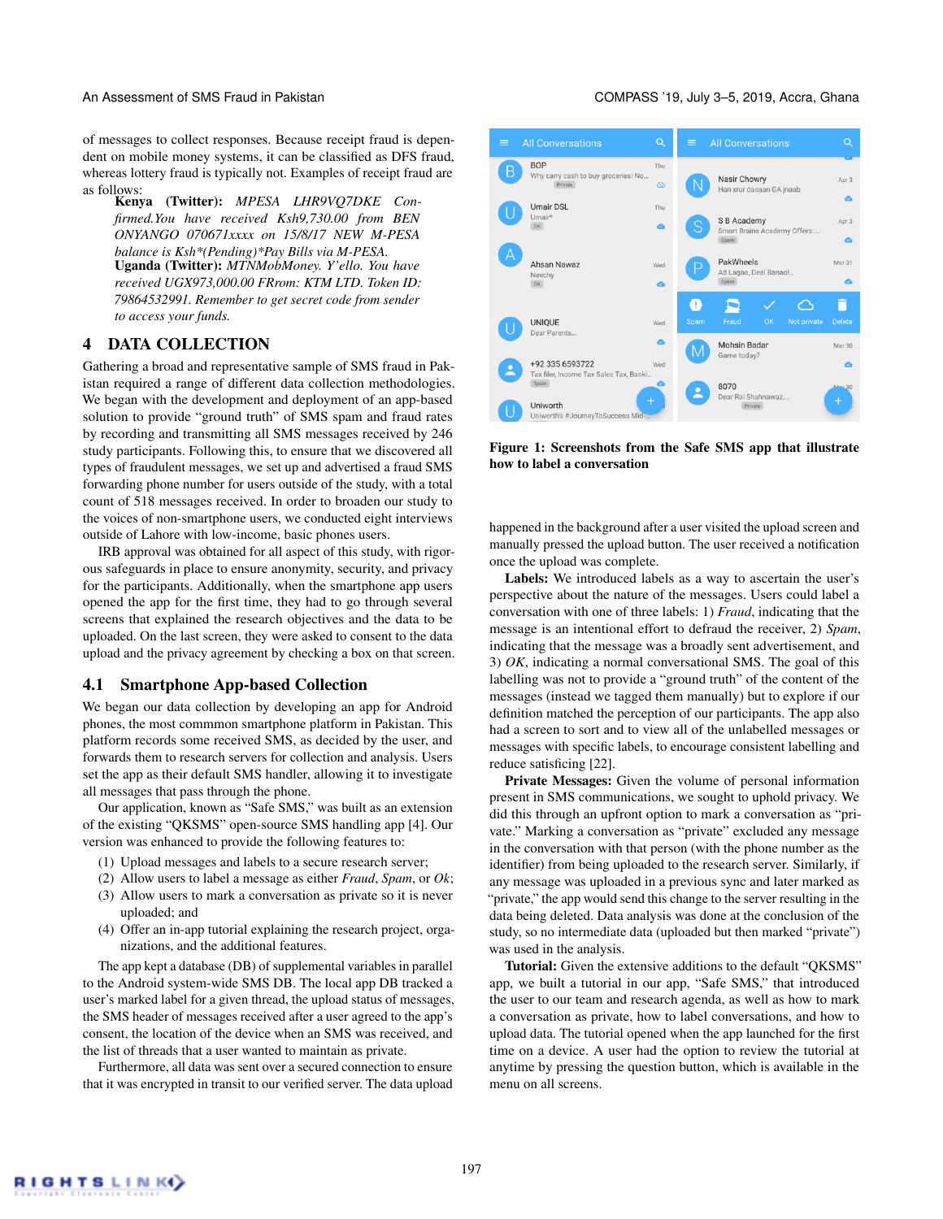of messages to collect responses. Because receipt fraud is dependent on mobile money systems, it can be classified as DFS fraud, whereas lottery fraud is typically not. Examples of receipt fraud are as follows:

**Kenya (Twitter):** *MPESA LHR9VQ7DKE Confirmed.You have received Ksh9,730.00 from BEN ONYANGO 070671xxxx on 15/8/17 NEW M-PESA balance is Ksh\*(Pending)\*Pay Bills via M-PESA.*

**Uganda (Twitter):** *MTNMobMoney. Y'ello. You have received UGX973,000.00 FRrom: KTM LTD. Token ID: 79864532991. Remember to get secret code from sender to access your funds.*

# 4 DATA COLLECTION

Gathering a broad and representative sample of SMS fraud in Pakistan required a range of different data collection methodologies. We began with the development and deployment of an app-based solution to provide "ground truth" of SMS spam and fraud rates by recording and transmitting all SMS messages received by 246 study participants. Following this, to ensure that we discovered all types of fraudulent messages, we set up and advertised a fraud SMS forwarding phone number for users outside of the study, with a total count of 518 messages received. In order to broaden our study to the voices of non-smartphone users, we conducted eight interviews outside of Lahore with low-income, basic phones users.

IRB approval was obtained for all aspect of this study, with rigorous safeguards in place to ensure anonymity, security, and privacy for the participants. Additionally, when the smartphone app users opened the app for the first time, they had to go through several screens that explained the research objectives and the data to be uploaded. On the last screen, they were asked to consent to the data upload and the privacy agreement by checking a box on that screen.

## 4.1 Smartphone App-based Collection

We began our data collection by developing an app for Android phones, the most commmon smartphone platform in Pakistan. This platform records some received SMS, as decided by the user, and forwards them to research servers for collection and analysis. Users set the app as their default SMS handler, allowing it to investigate all messages that pass through the phone.

Our application, known as "Safe SMS," was built as an extension of the existing "QKSMS" open-source SMS handling app [4]. Our version was enhanced to provide the following features to:

(1) Upload messages and labels to a secure research server;
(2) Allow users to label a message as either *Fraud*, *Spam*, or *Ok*;
(3) Allow users to mark a conversation as private so it is never uploaded; and
(4) Offer an in-app tutorial explaining the research project, organizations, and the additional features.

The app kept a database (DB) of supplemental variables in parallel to the Android system-wide SMS DB. The local app DB tracked a user's marked label for a given thread, the upload status of messages, the SMS header of messages received after a user agreed to the app's consent, the location of the device when an SMS was received, and the list of threads that a user wanted to maintain as private.

Furthermore, all data was sent over a secured connection to ensure that it was encrypted in transit to our verified server. The data upload happened in the background after a user visited the upload screen and manually pressed the upload button. The user received a notification once the upload was complete.

Figure 1: Screenshots from the Safe SMS app that illustrate how to label a conversation

**Labels:** We introduced labels as a way to ascertain the user's perspective about the nature of the messages. Users could label a conversation with one of three labels: 1) *Fraud*, indicating that the message is an intentional effort to defraud the receiver, 2) *Spam*, indicating that the message was a broadly sent advertisement, and 3) *OK*, indicating a normal conversational SMS. The goal of this labelling was not to provide a "ground truth" of the content of the messages (instead we tagged them manually) but to explore if our definition matched the perception of our participants. The app also had a screen to sort and to view all of the unlabelled messages or messages with specific labels, to encourage consistent labelling and reduce satisficing [22].

**Private Messages:** Given the volume of personal information present in SMS communications, we sought to uphold privacy. We did this through an upfront option to mark a conversation as "private." Marking a conversation as "private" excluded any message in the conversation with that person (with the phone number as the identifier) from being uploaded to the research server. Similarly, if any message was uploaded in a previous sync and later marked as "private," the app would send this change to the server resulting in the data being deleted. Data analysis was done at the conclusion of the study, so no intermediate data (uploaded but then marked "private") was used in the analysis.

**Tutorial:** Given the extensive additions to the default "QKSMS" app, we built a tutorial in our app, "Safe SMS," that introduced the user to our team and research agenda, as well as how to mark a conversation as private, how to label conversations, and how to upload data. The tutorial opened when the app launched for the first time on a device. A user had the option to review the tutorial at anytime by pressing the question button, which is available in the menu on all screens.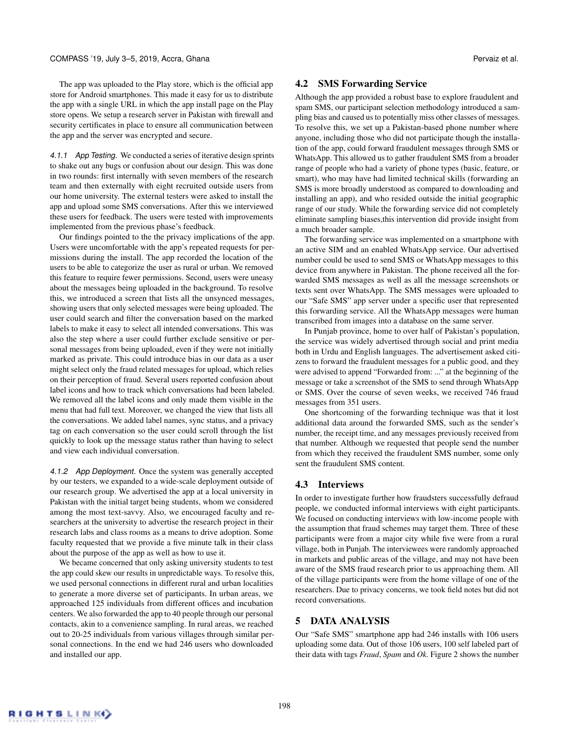The app was uploaded to the Play store, which is the official app store for Android smartphones. This made it easy for us to distribute the app with a single URL in which the app install page on the Play store opens. We setup a research server in Pakistan with firewall and security certificates in place to ensure all communication between the app and the server was encrypted and secure.

#### 4.1.1 App Testing.

We conducted a series of iterative design sprints to shake out any bugs or confusion about our design. This was done in two rounds: first internally with seven members of the research team and then externally with eight recruited outside users from our home university. The external testers were asked to install the app and upload some SMS conversations. After this we interviewed these users for feedback. The users were tested with improvements implemented from the previous phase's feedback.

Our findings pointed to the the privacy implications of the app. Users were uncomfortable with the app's repeated requests for permissions during the install. The app recorded the location of the users to be able to categorize the user as rural or urban. We removed this feature to require fewer permissions. Second, users were uneasy about the messages being uploaded in the background. To resolve this, we introduced a screen that lists all the unsynced messages, showing users that only selected messages were being uploaded. The user could search and filter the conversation based on the marked labels to make it easy to select all intended conversations. This was also the step where a user could further exclude sensitive or personal messages from being uploaded, even if they were not initially marked as private. This could introduce bias in our data as a user might select only the fraud related messages for upload, which relies on their perception of fraud. Several users reported confusion about label icons and how to track which conversations had been labeled. We removed all the label icons and only made them visible in the menu that had full text. Moreover, we changed the view that lists all the conversations. We added label names, sync status, and a privacy tag on each conversation so the user could scroll through the list quickly to look up the message status rather than having to select and view each individual conversation.

#### 4.1.2 App Deployment.

Once the system was generally accepted by our testers, we expanded to a wide-scale deployment outside of our research group. We advertised the app at a local university in Pakistan with the initial target being students, whom we considered among the most text-savvy. Also, we encouraged faculty and researchers at the university to advertise the research project in their research labs and class rooms as a means to drive adoption. Some faculty requested that we provide a five minute talk in their class about the purpose of the app as well as how to use it.

We became concerned that only asking university students to test the app could skew our results in unpredictable ways. To resolve this, we used personal connections in different rural and urban localities to generate a more diverse set of participants. In urban areas, we approached 125 individuals from different offices and incubation centers. We also forwarded the app to 40 people through our personal contacts, akin to a convenience sampling. In rural areas, we reached out to 20-25 individuals from various villages through similar personal connections. In the end we had 246 users who downloaded and installed our app.

### 4.2 SMS Forwarding Service

Although the app provided a robust base to explore fraudulent and spam SMS, our participant selection methodology introduced a sampling bias and caused us to potentially miss other classes of messages. To resolve this, we set up a Pakistan-based phone number where anyone, including those who did not participate though the installation of the app, could forward fraudulent messages through SMS or WhatsApp. This allowed us to gather fraudulent SMS from a broader range of people who had a variety of phone types (basic, feature, or smart), who may have had limited technical skills (forwarding an SMS is more broadly understood as compared to downloading and installing an app), and who resided outside the initial geographic range of our study. While the forwarding service did not completely eliminate sampling biases,this intervention did provide insight from a much broader sample.

The forwarding service was implemented on a smartphone with an active SIM and an enabled WhatsApp service. Our advertised number could be used to send SMS or WhatsApp messages to this device from anywhere in Pakistan. The phone received all the forwarded SMS messages as well as all the message screenshots or texts sent over WhatsApp. The SMS messages were uploaded to our "Safe SMS" app server under a specific user that represented this forwarding service. All the WhatsApp messages were human transcribed from images into a database on the same server.

In Punjab province, home to over half of Pakistan's population, the service was widely advertised through social and print media both in Urdu and English languages. The advertisement asked citizens to forward the fraudulent messages for a public good, and they were advised to append "Forwarded from: ..." at the beginning of the message or take a screenshot of the SMS to send through WhatsApp or SMS. Over the course of seven weeks, we received 746 fraud messages from 351 users.

One shortcoming of the forwarding technique was that it lost additional data around the forwarded SMS, such as the sender's number, the receipt time, and any messages previously received from that number. Although we requested that people send the number from which they received the fraudulent SMS number, some only sent the fraudulent SMS content.

### 4.3 Interviews

In order to investigate further how fraudsters successfully defraud people, we conducted informal interviews with eight participants. We focused on conducting interviews with low-income people with the assumption that fraud schemes may target them. Three of these participants were from a major city while five were from a rural village, both in Punjab. The interviewees were randomly approached in markets and public areas of the village, and may not have been aware of the SMS fraud research prior to us approaching them. All of the village participants were from the home village of one of the researchers. Due to privacy concerns, we took field notes but did not record conversations.

## 5 DATA ANALYSIS

Our "Safe SMS" smartphone app had 246 installs with 106 users uploading some data. Out of those 106 users, 100 self labeled part of their data with tags *Fraud*, *Spam* and *Ok*. Figure 2 shows the number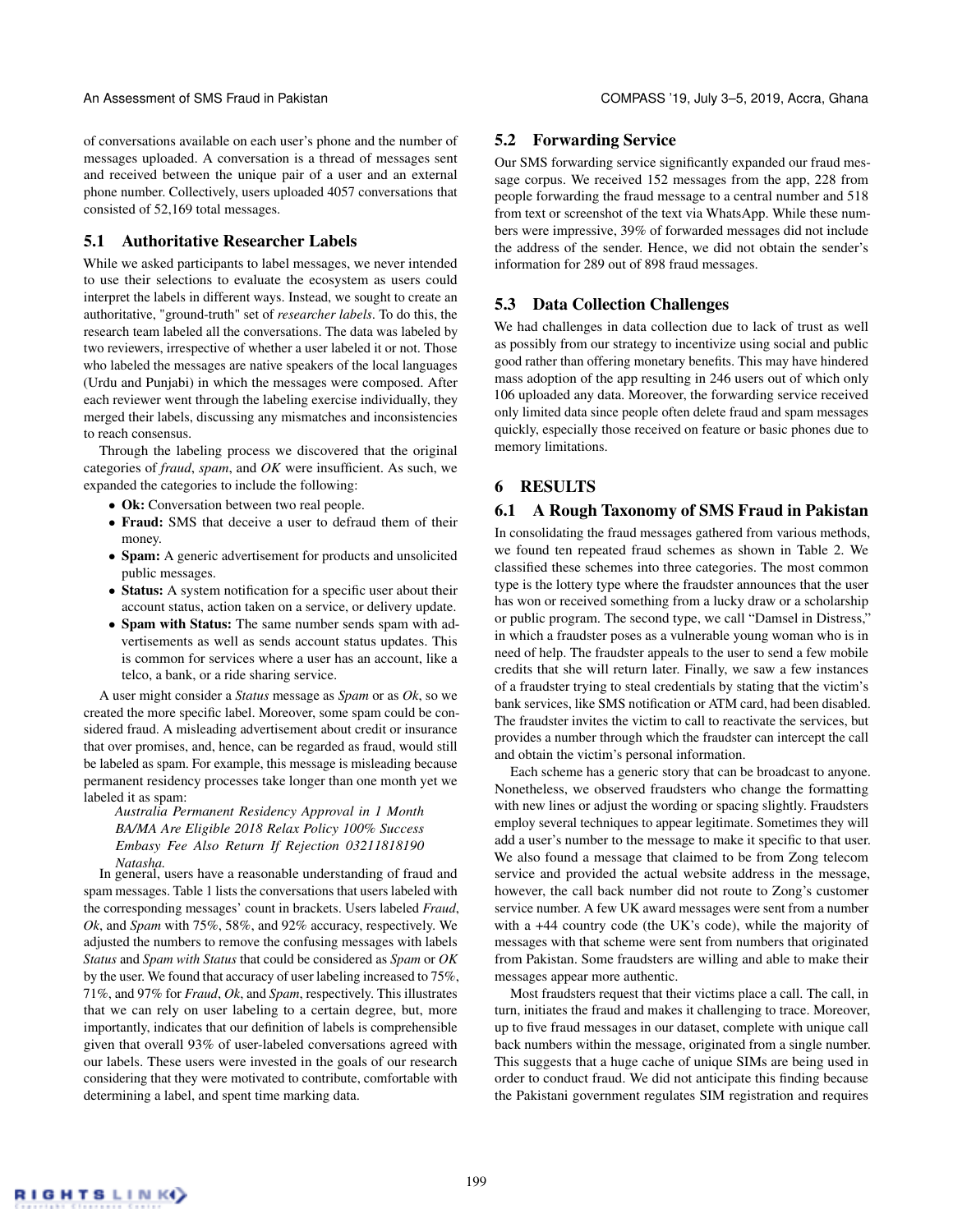of conversations available on each user's phone and the number of messages uploaded. A conversation is a thread of messages sent and received between the unique pair of a user and an external phone number. Collectively, users uploaded 4057 conversations that consisted of 52,169 total messages.

## 5.1 Authoritative Researcher Labels

While we asked participants to label messages, we never intended to use their selections to evaluate the ecosystem as users could interpret the labels in different ways. Instead, we sought to create an authoritative, "ground-truth" set of *researcher labels*. To do this, the research team labeled all the conversations. The data was labeled by two reviewers, irrespective of whether a user labeled it or not. Those who labeled the messages are native speakers of the local languages (Urdu and Punjabi) in which the messages were composed. After each reviewer went through the labeling exercise individually, they merged their labels, discussing any mismatches and inconsistencies to reach consensus.

Through the labeling process we discovered that the original categories of *fraud*, *spam*, and *OK* were insufficient. As such, we expanded the categories to include the following:

- **Ok:** Conversation between two real people.
- **Fraud:** SMS that deceive a user to defraud them of their money.
- **Spam:** A generic advertisement for products and unsolicited public messages.
- **Status:** A system notification for a specific user about their account status, action taken on a service, or delivery update.
- **Spam with Status:** The same number sends spam with advertisements as well as sends account status updates. This is common for services where a user has an account, like a telco, a bank, or a ride sharing service.

A user might consider a *Status* message as *Spam* or as *Ok*, so we created the more specific label. Moreover, some spam could be considered fraud. A misleading advertisement about credit or insurance that over promises, and, hence, can be regarded as fraud, would still be labeled as spam. For example, this message is misleading because permanent residency processes take longer than one month yet we labeled it as spam:

*Australia Permanent Residency Approval in 1 Month BA/MA Are Eligible 2018 Relax Policy 100% Success Embasy Fee Also Return If Rejection 03211818190 Natasha.*

In general, users have a reasonable understanding of fraud and spam messages. Table 1 lists the conversations that users labeled with the corresponding messages' count in brackets. Users labeled *Fraud*, *Ok*, and *Spam* with 75%, 58%, and 92% accuracy, respectively. We adjusted the numbers to remove the confusing messages with labels *Status* and *Spam with Status* that could be considered as *Spam* or *OK* by the user. We found that accuracy of user labeling increased to 75%, 71%, and 97% for *Fraud*, *Ok*, and *Spam*, respectively. This illustrates that we can rely on user labeling to a certain degree, but, more importantly, indicates that our definition of labels is comprehensible given that overall 93% of user-labeled conversations agreed with our labels. These users were invested in the goals of our research considering that they were motivated to contribute, comfortable with determining a label, and spent time marking data.

## 5.2 Forwarding Service

Our SMS forwarding service significantly expanded our fraud message corpus. We received 152 messages from the app, 228 from people forwarding the fraud message to a central number and 518 from text or screenshot of the text via WhatsApp. While these numbers were impressive, 39% of forwarded messages did not include the address of the sender. Hence, we did not obtain the sender's information for 289 out of 898 fraud messages.

## 5.3 Data Collection Challenges

We had challenges in data collection due to lack of trust as well as possibly from our strategy to incentivize using social and public good rather than offering monetary benefits. This may have hindered mass adoption of the app resulting in 246 users out of which only 106 uploaded any data. Moreover, the forwarding service received only limited data since people often delete fraud and spam messages quickly, especially those received on feature or basic phones due to memory limitations.

# 6 RESULTS

## 6.1 A Rough Taxonomy of SMS Fraud in Pakistan

In consolidating the fraud messages gathered from various methods, we found ten repeated fraud schemes as shown in Table 2. We classified these schemes into three categories. The most common type is the lottery type where the fraudster announces that the user has won or received something from a lucky draw or a scholarship or public program. The second type, we call "Damsel in Distress," in which a fraudster poses as a vulnerable young woman who is in need of help. The fraudster appeals to the user to send a few mobile credits that she will return later. Finally, we saw a few instances of a fraudster trying to steal credentials by stating that the victim's bank services, like SMS notification or ATM card, had been disabled. The fraudster invites the victim to call to reactivate the services, but provides a number through which the fraudster can intercept the call and obtain the victim's personal information.

Each scheme has a generic story that can be broadcast to anyone. Nonetheless, we observed fraudsters who change the formatting with new lines or adjust the wording or spacing slightly. Fraudsters employ several techniques to appear legitimate. Sometimes they will add a user's number to the message to make it specific to that user. We also found a message that claimed to be from Zong telecom service and provided the actual website address in the message, however, the call back number did not route to Zong's customer service number. A few UK award messages were sent from a number with a +44 country code (the UK's code), while the majority of messages with that scheme were sent from numbers that originated from Pakistan. Some fraudsters are willing and able to make their messages appear more authentic.

Most fraudsters request that their victims place a call. The call, in turn, initiates the fraud and makes it challenging to trace. Moreover, up to five fraud messages in our dataset, complete with unique call back numbers within the message, originated from a single number. This suggests that a huge cache of unique SIMs are being used in order to conduct fraud. We did not anticipate this finding because the Pakistani government regulates SIM registration and requires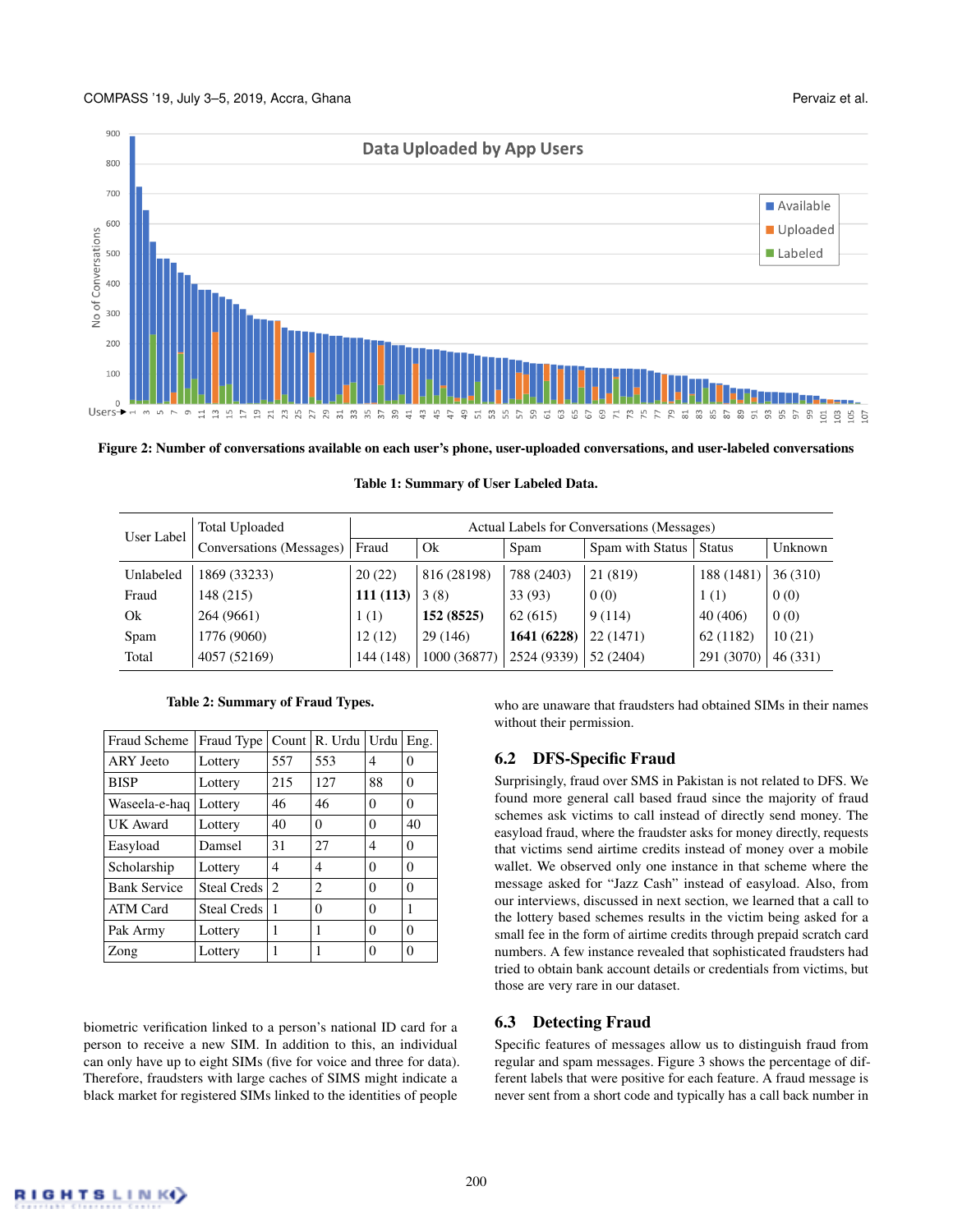Figure 2: Number of conversations available on each user's phone, user-uploaded conversations, and user-labeled conversations

Table 1: Summary of User Labeled Data.

| User Label | Total Uploaded Conversations (Messages) | Actual Labels for Conversations (Messages) | | | | | |
|---|---|---|---|---|---|---|---|
| | | Fraud | Ok | Spam | Spam with Status | Status | Unknown |
| Unlabeled | 1869 (33233) | 20 (22) | 816 (28198) | 788 (2403) | 21 (819) | 188 (1481) | 36 (310) |
| Fraud | 148 (215) | **111 (113)** | 3 (8) | 33 (93) | 0 (0) | 1 (1) | 0 (0) |
| Ok | 264 (9661) | 1 (1) | **152 (8525)** | 62 (615) | 9 (114) | 40 (406) | 0 (0) |
| Spam | 1776 (9060) | 12 (12) | 29 (146) | **1641 (6228)** | 22 (1471) | 62 (1182) | 10 (21) |
| Total | 4057 (52169) | 144 (148) | 1000 (36877) | 2524 (9339) | 52 (2404) | 291 (3070) | 46 (331) |

Table 2: Summary of Fraud Types.

| Fraud Scheme | Fraud Type | Count | R. Urdu | Urdu | Eng. |
|---|---|---|---|---|---|
| ARY Jeeto | Lottery | 557 | 553 | 4 | 0 |
| BISP | Lottery | 215 | 127 | 88 | 0 |
| Waseela-e-haq | Lottery | 46 | 46 | 0 | 0 |
| UK Award | Lottery | 40 | 0 | 0 | 40 |
| Easyload | Damsel | 31 | 27 | 4 | 0 |
| Scholarship | Lottery | 4 | 4 | 0 | 0 |
| Bank Service | Steal Creds | 2 | 2 | 0 | 0 |
| ATM Card | Steal Creds | 1 | 0 | 0 | 1 |
| Pak Army | Lottery | 1 | 1 | 0 | 0 |
| Zong | Lottery | 1 | 1 | 0 | 0 |

biometric verification linked to a person's national ID card for a person to receive a new SIM. In addition to this, an individual can only have up to eight SIMs (five for voice and three for data). Therefore, fraudsters with large caches of SIMS might indicate a black market for registered SIMs linked to the identities of people who are unaware that fraudsters had obtained SIMs in their names without their permission.

## 6.2 DFS-Specific Fraud

Surprisingly, fraud over SMS in Pakistan is not related to DFS. We found more general call based fraud since the majority of fraud schemes ask victims to call instead of directly send money. The easyload fraud, where the fraudster asks for money directly, requests that victims send airtime credits instead of money over a mobile wallet. We observed only one instance in that scheme where the message asked for "Jazz Cash" instead of easyload. Also, from our interviews, discussed in next section, we learned that a call to the lottery based schemes results in the victim being asked for a small fee in the form of airtime credits through prepaid scratch card numbers. A few instance revealed that sophisticated fraudsters had tried to obtain bank account details or credentials from victims, but those are very rare in our dataset.

## 6.3 Detecting Fraud

Specific features of messages allow us to distinguish fraud from regular and spam messages. Figure 3 shows the percentage of different labels that were positive for each feature. A fraud message is never sent from a short code and typically has a call back number in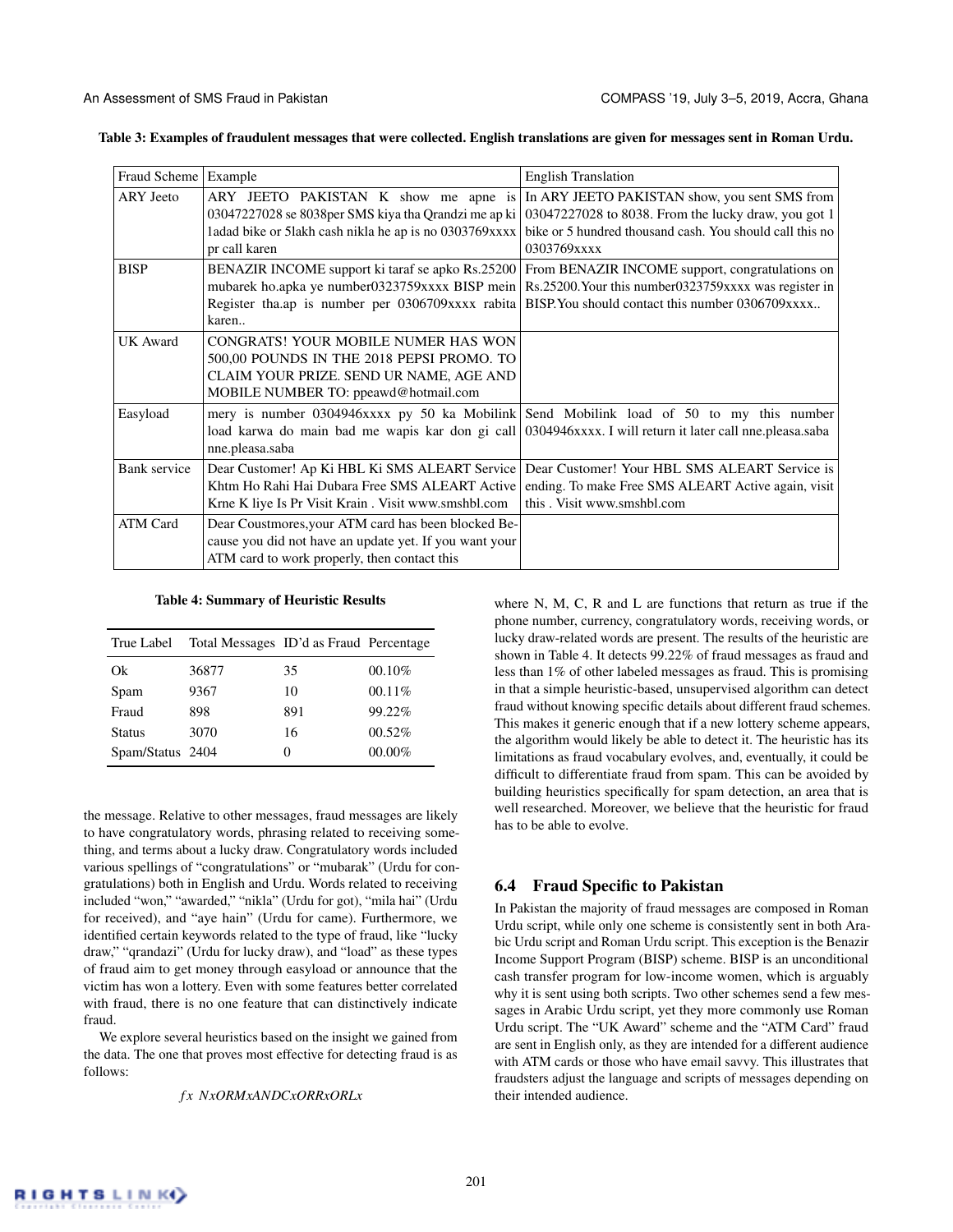**Table 3: Examples of fraudulent messages that were collected. English translations are given for messages sent in Roman Urdu.**

| Fraud Scheme | Example | English Translation |
|---|---|---|
| ARY Jeeto | ARY JEETO PAKISTAN K show me apne is 03047227028 se 8038per SMS kiya tha Qrandzi me ap ki 1adad bike or 5lakh cash nikla he ap is no 0303769xxxx pr call karen | In ARY JEETO PAKISTAN show, you sent SMS from 03047227028 to 8038. From the lucky draw, you got 1 bike or 5 hundred thousand cash. You should call this no 0303769xxxx |
| BISP | BENAZIR INCOME support ki taraf se apko Rs.25200 mubarek ho.apka ye number0323759xxxx BISP mein Register tha.ap is number per 0306709xxxx rabita karen.. | From BENAZIR INCOME support, congratulations on Rs.25200.Your this number0323759xxxx was register in BISP.You should contact this number 0306709xxxx.. |
| UK Award | CONGRATS! YOUR MOBILE NUMER HAS WON 500,00 POUNDS IN THE 2018 PEPSI PROMO. TO CLAIM YOUR PRIZE. SEND UR NAME, AGE AND MOBILE NUMBER TO: ppeawd@hotmail.com | |
| Easyload | mery is number 0304946xxxx py 50 ka Mobilink load karwa do main bad me wapis kar don gi call nne.pleasa.saba | Send Mobilink load of 50 to my this number 0304946xxxx. I will return it later call nne.pleasa.saba |
| Bank service | Dear Customer! Ap Ki HBL Ki SMS ALEART Service Khtm Ho Rahi Hai Dubara Free SMS ALEART Active Krne K liye Is Pr Visit Krain . Visit www.smshbl.com | Dear Customer! Your HBL SMS ALEART Service is ending. To make Free SMS ALEART Active again, visit this . Visit www.smshbl.com |
| ATM Card | Dear Coustmores,your ATM card has been blocked Because you did not have an update yet. If you want your ATM card to work properly, then contact this | |

the message. Relative to other messages, fraud messages are likely to have congratulatory words, phrasing related to receiving something, and terms about a lucky draw. Congratulatory words included various spellings of "congratulations" or "mubarak" (Urdu for congratulations) both in English and Urdu. Words related to receiving included "won," "awarded," "nikla" (Urdu for got), "mila hai" (Urdu for received), and "aye hain" (Urdu for came). Furthermore, we identified certain keywords related to the type of fraud, like "lucky draw," "qrandazi" (Urdu for lucky draw), and "load" as these types of fraud aim to get money through easyload or announce that the victim has won a lottery. Even with some features better correlated with fraud, there is no one feature that can distinctively indicate fraud.

We explore several heuristics based on the insight we gained from the data. The one that proves most effective for detecting fraud is as follows:

$$fx\ NxORMxANDCxORRxORLx$$

where N, M, C, R and L are functions that return as true if the phone number, currency, congratulatory words, receiving words, or lucky draw-related words are present. The results of the heuristic are shown in Table 4. It detects 99.22% of fraud messages as fraud and less than 1% of other labeled messages as fraud. This is promising in that a simple heuristic-based, unsupervised algorithm can detect fraud without knowing specific details about different fraud schemes. This makes it generic enough that if a new lottery scheme appears, the algorithm would likely be able to detect it. The heuristic has its limitations as fraud vocabulary evolves, and, eventually, it could be difficult to differentiate fraud from spam. This can be avoided by building heuristics specifically for spam detection, an area that is well researched. Moreover, we believe that the heuristic for fraud has to be able to evolve.

**Table 4: Summary of Heuristic Results**

| True Label | Total Messages | ID'd as Fraud | Percentage |
|---|---|---|---|
| Ok | 36877 | 35 | 00.10% |
| Spam | 9367 | 10 | 00.11% |
| Fraud | 898 | 891 | 99.22% |
| Status | 3070 | 16 | 00.52% |
| Spam/Status | 2404 | 0 | 00.00% |

## 6.4 Fraud Specific to Pakistan

In Pakistan the majority of fraud messages are composed in Roman Urdu script, while only one scheme is consistently sent in both Arabic Urdu script and Roman Urdu script. This exception is the Benazir Income Support Program (BISP) scheme. BISP is an unconditional cash transfer program for low-income women, which is arguably why it is sent using both scripts. Two other schemes send a few messages in Arabic Urdu script, yet they more commonly use Roman Urdu script. The "UK Award" scheme and the "ATM Card" fraud are sent in English only, as they are intended for a different audience with ATM cards or those who have email savvy. This illustrates that fraudsters adjust the language and scripts of messages depending on their intended audience.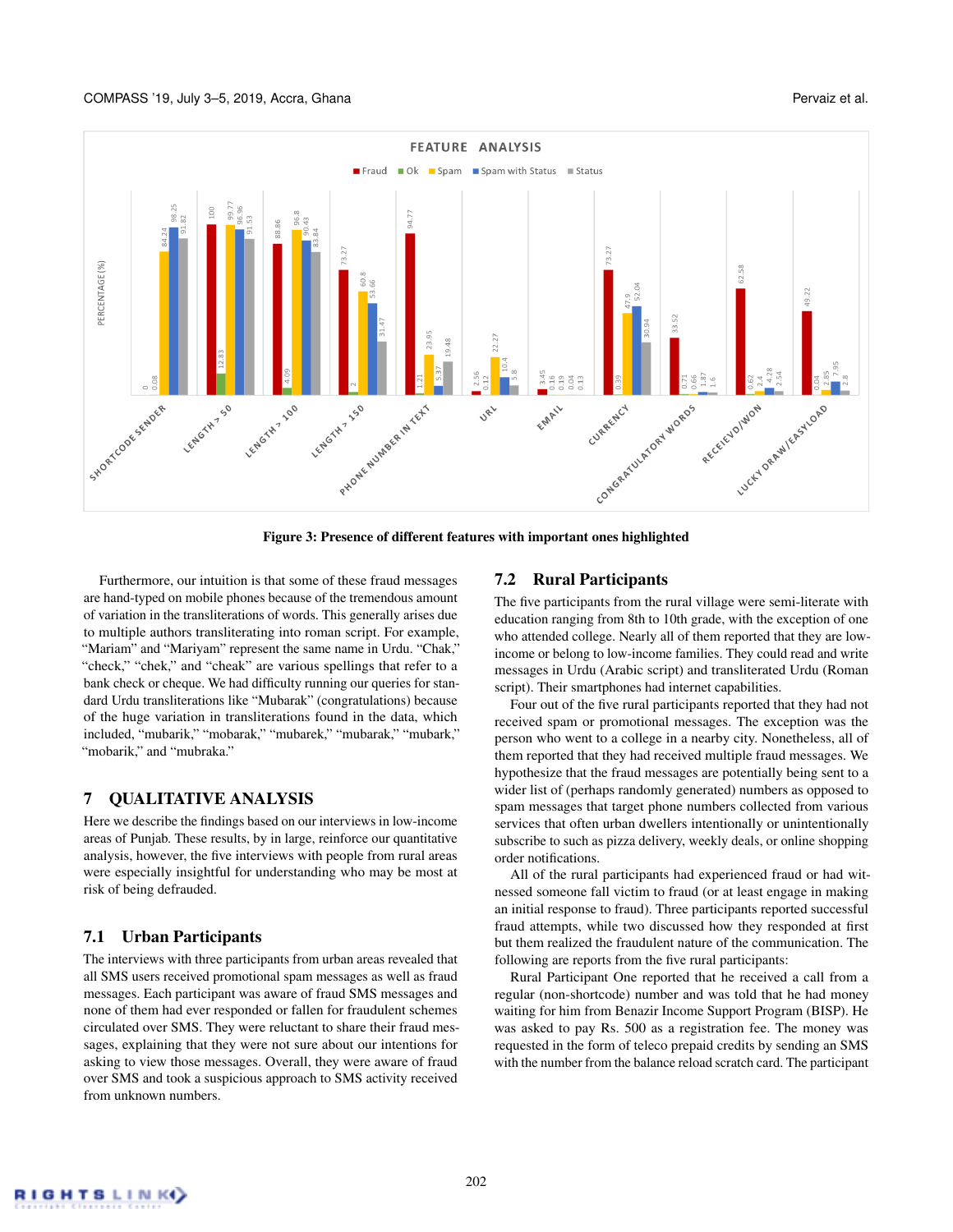Figure 3: Presence of different features with important ones highlighted

Furthermore, our intuition is that some of these fraud messages are hand-typed on mobile phones because of the tremendous amount of variation in the transliterations of words. This generally arises due to multiple authors transliterating into roman script. For example, "Mariam" and "Mariyam" represent the same name in Urdu. "Chak," "check," "chek," and "cheak" are various spellings that refer to a bank check or cheque. We had difficulty running our queries for standard Urdu transliterations like "Mubarak" (congratulations) because of the huge variation in transliterations found in the data, which included, "mubarik," "mobarak," "mubarek," "mubark," "mobarik," and "mubraka."

# 7 QUALITATIVE ANALYSIS

Here we describe the findings based on our interviews in low-income areas of Punjab. These results, by in large, reinforce our quantitative analysis, however, the five interviews with people from rural areas were especially insightful for understanding who may be most at risk of being defrauded.

## 7.1 Urban Participants

The interviews with three participants from urban areas revealed that all SMS users received promotional spam messages as well as fraud messages. Each participant was aware of fraud SMS messages and none of them had ever responded or fallen for fraudulent schemes circulated over SMS. They were reluctant to share their fraud messages, explaining that they were not sure about our intentions for asking to view those messages. Overall, they were aware of fraud over SMS and took a suspicious approach to SMS activity received from unknown numbers.

## 7.2 Rural Participants

The five participants from the rural village were semi-literate with education ranging from 8th to 10th grade, with the exception of one who attended college. Nearly all of them reported that they are low-income or belong to low-income families. They could read and write messages in Urdu (Arabic script) and transliterated Urdu (Roman script). Their smartphones had internet capabilities.

Four out of the five rural participants reported that they had not received spam or promotional messages. The exception was the person who went to a college in a nearby city. Nonetheless, all of them reported that they had received multiple fraud messages. We hypothesize that the fraud messages are potentially being sent to a wider list of (perhaps randomly generated) numbers as opposed to spam messages that target phone numbers collected from various services that often urban dwellers intentionally or unintentionally subscribe to such as pizza delivery, weekly deals, or online shopping order notifications.

All of the rural participants had experienced fraud or had witnessed someone fall victim to fraud (or at least engage in making an initial response to fraud). Three participants reported successful fraud attempts, while two discussed how they responded at first but them realized the fraudulent nature of the communication. The following are reports from the five rural participants:

Rural Participant One reported that he received a call from a regular (non-shortcode) number and was told that he had money waiting for him from Benazir Income Support Program (BISP). He was asked to pay Rs. 500 as a registration fee. The money was requested in the form of teleco prepaid credits by sending an SMS with the number from the balance reload scratch card. The participant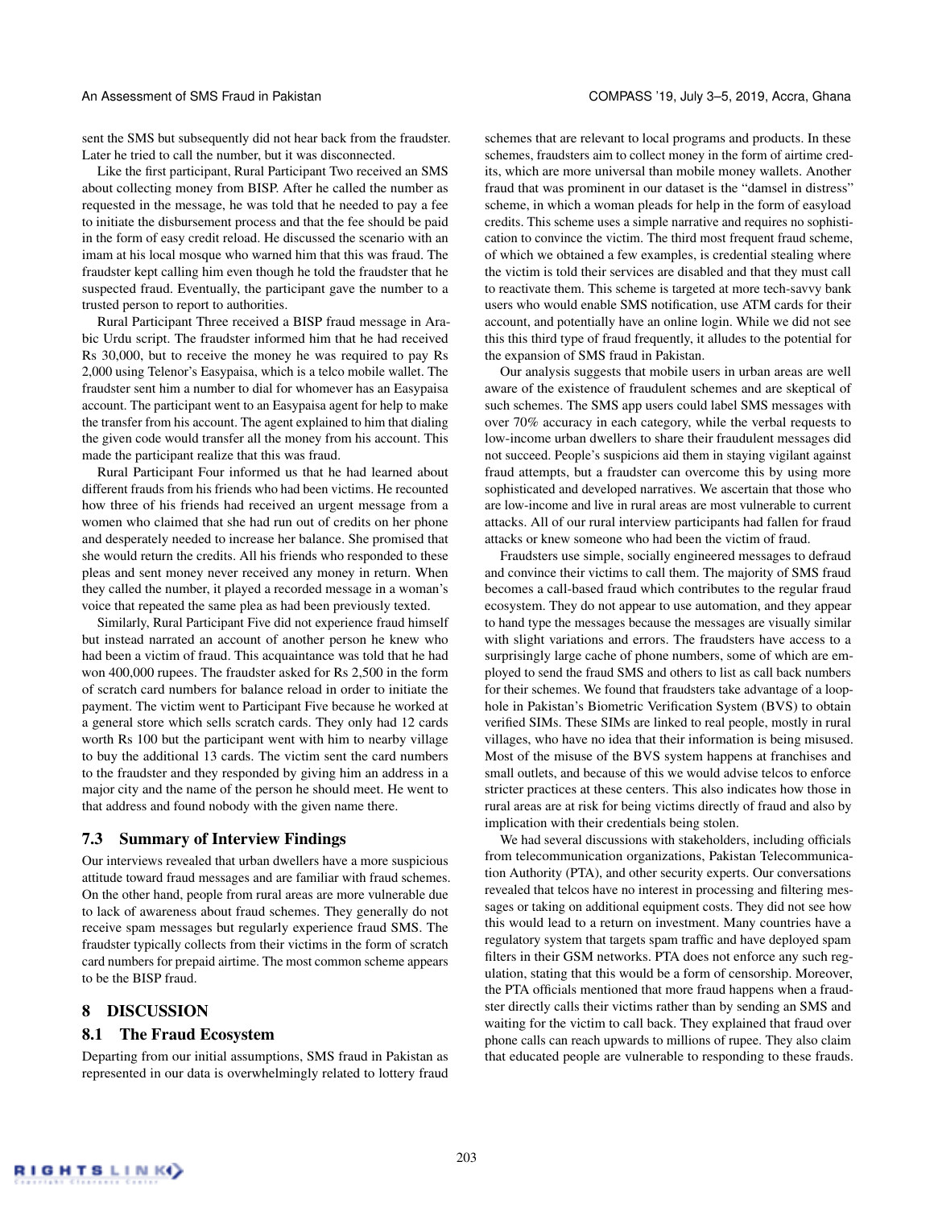sent the SMS but subsequently did not hear back from the fraudster. Later he tried to call the number, but it was disconnected.

Like the first participant, Rural Participant Two received an SMS about collecting money from BISP. After he called the number as requested in the message, he was told that he needed to pay a fee to initiate the disbursement process and that the fee should be paid in the form of easy credit reload. He discussed the scenario with an imam at his local mosque who warned him that this was fraud. The fraudster kept calling him even though he told the fraudster that he suspected fraud. Eventually, the participant gave the number to a trusted person to report to authorities.

Rural Participant Three received a BISP fraud message in Arabic Urdu script. The fraudster informed him that he had received Rs 30,000, but to receive the money he was required to pay Rs 2,000 using Telenor's Easypaisa, which is a telco mobile wallet. The fraudster sent him a number to dial for whomever has an Easypaisa account. The participant went to an Easypaisa agent for help to make the transfer from his account. The agent explained to him that dialing the given code would transfer all the money from his account. This made the participant realize that this was fraud.

Rural Participant Four informed us that he had learned about different frauds from his friends who had been victims. He recounted how three of his friends had received an urgent message from a women who claimed that she had run out of credits on her phone and desperately needed to increase her balance. She promised that she would return the credits. All his friends who responded to these pleas and sent money never received any money in return. When they called the number, it played a recorded message in a woman's voice that repeated the same plea as had been previously texted.

Similarly, Rural Participant Five did not experience fraud himself but instead narrated an account of another person he knew who had been a victim of fraud. This acquaintance was told that he had won 400,000 rupees. The fraudster asked for Rs 2,500 in the form of scratch card numbers for balance reload in order to initiate the payment. The victim went to Participant Five because he worked at a general store which sells scratch cards. They only had 12 cards worth Rs 100 but the participant went with him to nearby village to buy the additional 13 cards. The victim sent the card numbers to the fraudster and they responded by giving him an address in a major city and the name of the person he should meet. He went to that address and found nobody with the given name there.

### 7.3 Summary of Interview Findings

Our interviews revealed that urban dwellers have a more suspicious attitude toward fraud messages and are familiar with fraud schemes. On the other hand, people from rural areas are more vulnerable due to lack of awareness about fraud schemes. They generally do not receive spam messages but regularly experience fraud SMS. The fraudster typically collects from their victims in the form of scratch card numbers for prepaid airtime. The most common scheme appears to be the BISP fraud.

## 8 DISCUSSION

### 8.1 The Fraud Ecosystem

Departing from our initial assumptions, SMS fraud in Pakistan as represented in our data is overwhelmingly related to lottery fraud schemes that are relevant to local programs and products. In these schemes, fraudsters aim to collect money in the form of airtime credits, which are more universal than mobile money wallets. Another fraud that was prominent in our dataset is the "damsel in distress" scheme, in which a woman pleads for help in the form of easyload credits. This scheme uses a simple narrative and requires no sophistication to convince the victim. The third most frequent fraud scheme, of which we obtained a few examples, is credential stealing where the victim is told their services are disabled and that they must call to reactivate them. This scheme is targeted at more tech-savvy bank users who would enable SMS notification, use ATM cards for their account, and potentially have an online login. While we did not see this this third type of fraud frequently, it alludes to the potential for the expansion of SMS fraud in Pakistan.

Our analysis suggests that mobile users in urban areas are well aware of the existence of fraudulent schemes and are skeptical of such schemes. The SMS app users could label SMS messages with over 70% accuracy in each category, while the verbal requests to low-income urban dwellers to share their fraudulent messages did not succeed. People's suspicions aid them in staying vigilant against fraud attempts, but a fraudster can overcome this by using more sophisticated and developed narratives. We ascertain that those who are low-income and live in rural areas are most vulnerable to current attacks. All of our rural interview participants had fallen for fraud attacks or knew someone who had been the victim of fraud.

Fraudsters use simple, socially engineered messages to defraud and convince their victims to call them. The majority of SMS fraud becomes a call-based fraud which contributes to the regular fraud ecosystem. They do not appear to use automation, and they appear to hand type the messages because the messages are visually similar with slight variations and errors. The fraudsters have access to a surprisingly large cache of phone numbers, some of which are employed to send the fraud SMS and others to list as call back numbers for their schemes. We found that fraudsters take advantage of a loophole in Pakistan's Biometric Verification System (BVS) to obtain verified SIMs. These SIMs are linked to real people, mostly in rural villages, who have no idea that their information is being misused. Most of the misuse of the BVS system happens at franchises and small outlets, and because of this we would advise telcos to enforce stricter practices at these centers. This also indicates how those in rural areas are at risk for being victims directly of fraud and also by implication with their credentials being stolen.

We had several discussions with stakeholders, including officials from telecommunication organizations, Pakistan Telecommunication Authority (PTA), and other security experts. Our conversations revealed that telcos have no interest in processing and filtering messages or taking on additional equipment costs. They did not see how this would lead to a return on investment. Many countries have a regulatory system that targets spam traffic and have deployed spam filters in their GSM networks. PTA does not enforce any such regulation, stating that this would be a form of censorship. Moreover, the PTA officials mentioned that more fraud happens when a fraudster directly calls their victims rather than by sending an SMS and waiting for the victim to call back. They explained that fraud over phone calls can reach upwards to millions of rupee. They also claim that educated people are vulnerable to responding to these frauds.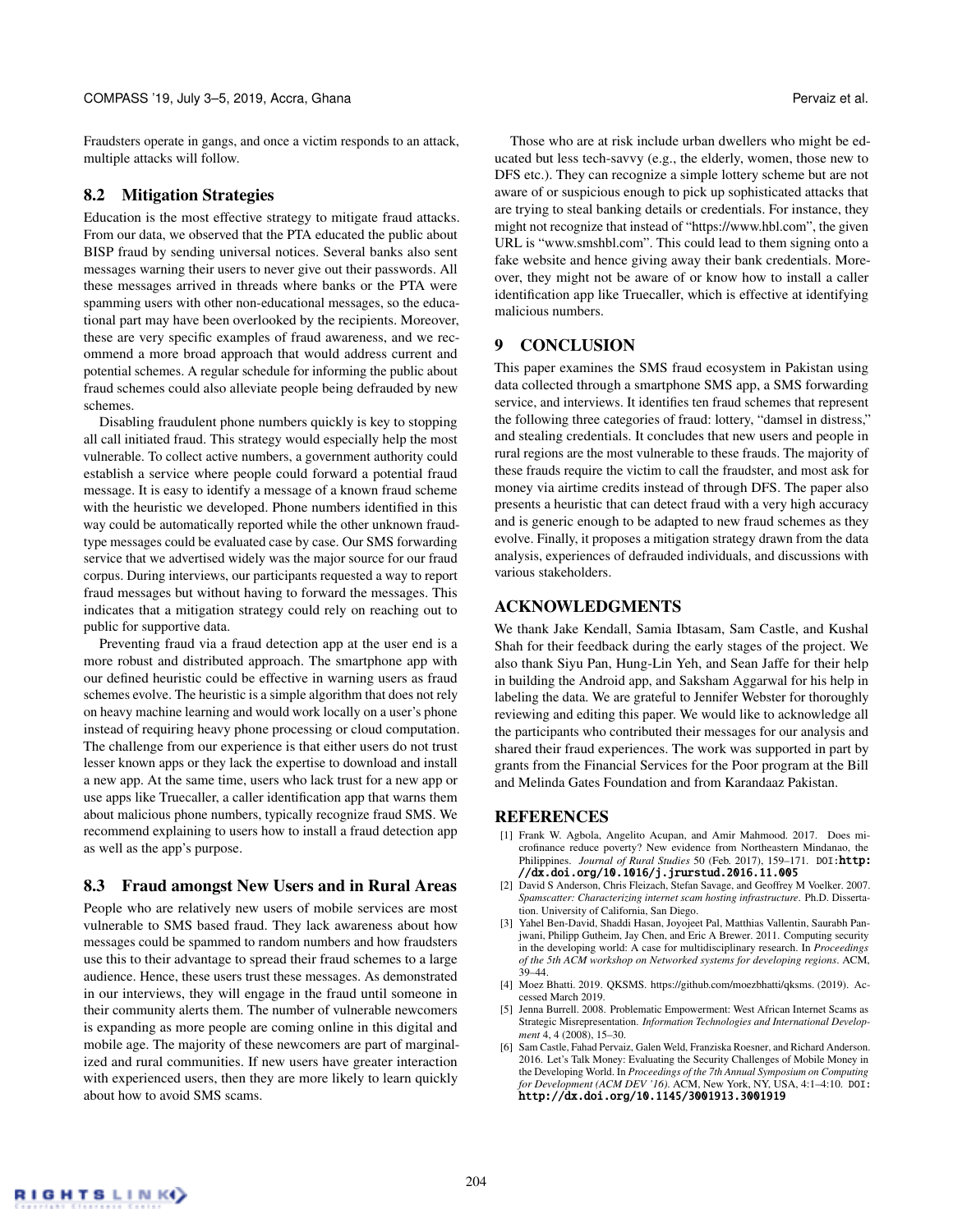Fraudsters operate in gangs, and once a victim responds to an attack, multiple attacks will follow.

### 8.2 Mitigation Strategies

Education is the most effective strategy to mitigate fraud attacks. From our data, we observed that the PTA educated the public about BISP fraud by sending universal notices. Several banks also sent messages warning their users to never give out their passwords. All these messages arrived in threads where banks or the PTA were spamming users with other non-educational messages, so the educational part may have been overlooked by the recipients. Moreover, these are very specific examples of fraud awareness, and we recommend a more broad approach that would address current and potential schemes. A regular schedule for informing the public about fraud schemes could also alleviate people being defrauded by new schemes.

Disabling fraudulent phone numbers quickly is key to stopping all call initiated fraud. This strategy would especially help the most vulnerable. To collect active numbers, a government authority could establish a service where people could forward a potential fraud message. It is easy to identify a message of a known fraud scheme with the heuristic we developed. Phone numbers identified in this way could be automatically reported while the other unknown fraud-type messages could be evaluated case by case. Our SMS forwarding service that we advertised widely was the major source for our fraud corpus. During interviews, our participants requested a way to report fraud messages but without having to forward the messages. This indicates that a mitigation strategy could rely on reaching out to public for supportive data.

Preventing fraud via a fraud detection app at the user end is a more robust and distributed approach. The smartphone app with our defined heuristic could be effective in warning users as fraud schemes evolve. The heuristic is a simple algorithm that does not rely on heavy machine learning and would work locally on a user's phone instead of requiring heavy phone processing or cloud computation. The challenge from our experience is that either users do not trust lesser known apps or they lack the expertise to download and install a new app. At the same time, users who lack trust for a new app or use apps like Truecaller, a caller identification app that warns them about malicious phone numbers, typically recognize fraud SMS. We recommend explaining to users how to install a fraud detection app as well as the app's purpose.

### 8.3 Fraud amongst New Users and in Rural Areas

People who are relatively new users of mobile services are most vulnerable to SMS based fraud. They lack awareness about how messages could be spammed to random numbers and how fraudsters use this to their advantage to spread their fraud schemes to a large audience. Hence, these users trust these messages. As demonstrated in our interviews, they will engage in the fraud until someone in their community alerts them. The number of vulnerable newcomers is expanding as more people are coming online in this digital and mobile age. The majority of these newcomers are part of marginalized and rural communities. If new users have greater interaction with experienced users, then they are more likely to learn quickly about how to avoid SMS scams.

Those who are at risk include urban dwellers who might be educated but less tech-savvy (e.g., the elderly, women, those new to DFS etc.). They can recognize a simple lottery scheme but are not aware of or suspicious enough to pick up sophisticated attacks that are trying to steal banking details or credentials. For instance, they might not recognize that instead of "https://www.hbl.com", the given URL is "www.smshbl.com". This could lead to them signing onto a fake website and hence giving away their bank credentials. Moreover, they might not be aware of or know how to install a caller identification app like Truecaller, which is effective at identifying malicious numbers.

## 9 CONCLUSION

This paper examines the SMS fraud ecosystem in Pakistan using data collected through a smartphone SMS app, a SMS forwarding service, and interviews. It identifies ten fraud schemes that represent the following three categories of fraud: lottery, "damsel in distress," and stealing credentials. It concludes that new users and people in rural regions are the most vulnerable to these frauds. The majority of these frauds require the victim to call the fraudster, and most ask for money via airtime credits instead of through DFS. The paper also presents a heuristic that can detect fraud with a very high accuracy and is generic enough to be adapted to new fraud schemes as they evolve. Finally, it proposes a mitigation strategy drawn from the data analysis, experiences of defrauded individuals, and discussions with various stakeholders.

## ACKNOWLEDGMENTS

We thank Jake Kendall, Samia Ibtasam, Sam Castle, and Kushal Shah for their feedback during the early stages of the project. We also thank Siyu Pan, Hung-Lin Yeh, and Sean Jaffe for their help in building the Android app, and Saksham Aggarwal for his help in labeling the data. We are grateful to Jennifer Webster for thoroughly reviewing and editing this paper. We would like to acknowledge all the participants who contributed their messages for our analysis and shared their fraud experiences. The work was supported in part by grants from the Financial Services for the Poor program at the Bill and Melinda Gates Foundation and from Karandaaz Pakistan.

## REFERENCES

[1] Frank W. Agbola, Angelito Acupan, and Amir Mahmood. 2017. Does microfinance reduce poverty? New evidence from Northeastern Mindanao, the Philippines. *Journal of Rural Studies* 50 (Feb. 2017), 159–171. DOI: http://dx.doi.org/10.1016/j.jrurstud.2016.11.005

[2] David S Anderson, Chris Fleizach, Stefan Savage, and Geoffrey M Voelker. 2007. *Spamscatter: Characterizing internet scam hosting infrastructure*. Ph.D. Dissertation. University of California, San Diego.

[3] Yahel Ben-David, Shaddi Hasan, Joyojeet Pal, Matthias Vallentin, Saurabh Panjwani, Philipp Gutheim, Jay Chen, and Eric A Brewer. 2011. Computing security in the developing world: A case for multidisciplinary research. In *Proceedings of the 5th ACM workshop on Networked systems for developing regions*. ACM, 39–44.

[4] Moez Bhatti. 2019. QKSMS. https://github.com/moezbhatti/qksms. (2019). Accessed March 2019.

[5] Jenna Burrell. 2008. Problematic Empowerment: West African Internet Scams as Strategic Misrepresentation. *Information Technologies and International Development* 4, 4 (2008), 15–30.

[6] Sam Castle, Fahad Pervaiz, Galen Weld, Franziska Roesner, and Richard Anderson. 2016. Let's Talk Money: Evaluating the Security Challenges of Mobile Money in the Developing World. In *Proceedings of the 7th Annual Symposium on Computing for Development (ACM DEV '16)*. ACM, New York, NY, USA, 4:1–4:10. DOI: http://dx.doi.org/10.1145/3001913.3001919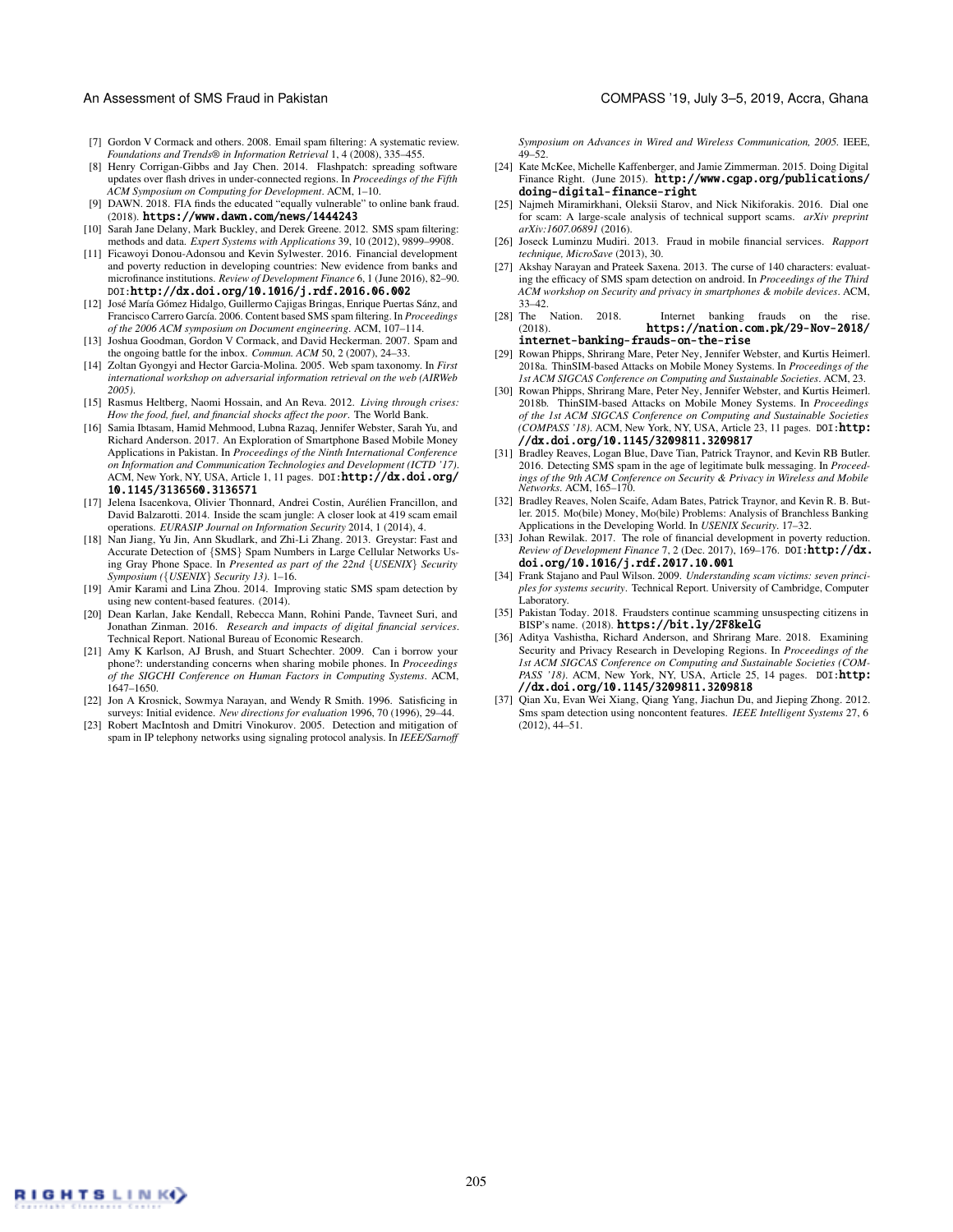[7] Gordon V Cormack and others. 2008. Email spam filtering: A systematic review. *Foundations and Trends® in Information Retrieval* 1, 4 (2008), 335–455.

[8] Henry Corrigan-Gibbs and Jay Chen. 2014. Flashpatch: spreading software updates over flash drives in under-connected regions. In *Proceedings of the Fifth ACM Symposium on Computing for Development*. ACM, 1–10.

[9] DAWN. 2018. FIA finds the educated "equally vulnerable" to online bank fraud. (2018). https://www.dawn.com/news/1444243

[10] Sarah Jane Delany, Mark Buckley, and Derek Greene. 2012. SMS spam filtering: methods and data. *Expert Systems with Applications* 39, 10 (2012), 9899–9908.

[11] Ficawoyi Donou-Adonsou and Kevin Sylwester. 2016. Financial development and poverty reduction in developing countries: New evidence from banks and microfinance institutions. *Review of Development Finance* 6, 1 (June 2016), 82–90. DOI:http://dx.doi.org/10.1016/j.rdf.2016.06.002

[12] José María Gómez Hidalgo, Guillermo Cajigas Bringas, Enrique Puertas Sánz, and Francisco Carrero García. 2006. Content based SMS spam filtering. In *Proceedings of the 2006 ACM symposium on Document engineering*. ACM, 107–114.

[13] Joshua Goodman, Gordon V Cormack, and David Heckerman. 2007. Spam and the ongoing battle for the inbox. *Commun. ACM* 50, 2 (2007), 24–33.

[14] Zoltan Gyongyi and Hector Garcia-Molina. 2005. Web spam taxonomy. In *First international workshop on adversarial information retrieval on the web (AIRWeb 2005)*.

[15] Rasmus Heltberg, Naomi Hossain, and An Reva. 2012. *Living through crises: How the food, fuel, and financial shocks affect the poor*. The World Bank.

[16] Samia Ibtasam, Hamid Mehmood, Lubna Razaq, Jennifer Webster, Sarah Yu, and Richard Anderson. 2017. An Exploration of Smartphone Based Mobile Money Applications in Pakistan. In *Proceedings of the Ninth International Conference on Information and Communication Technologies and Development (ICTD '17)*. ACM, New York, NY, USA, Article 1, 11 pages. DOI:http://dx.doi.org/10.1145/3136560.3136571

[17] Jelena Isacenkova, Olivier Thonnard, Andrei Costin, Aurélien Francillon, and David Balzarotti. 2014. Inside the scam jungle: A closer look at 419 scam email operations. *EURASIP Journal on Information Security* 2014, 1 (2014), 4.

[18] Nan Jiang, Yu Jin, Ann Skudlark, and Zhi-Li Zhang. 2013. Greystar: Fast and Accurate Detection of {SMS} Spam Numbers in Large Cellular Networks Using Gray Phone Space. In *Presented as part of the 22nd {USENIX} Security Symposium ({USENIX} Security 13)*. 1–16.

[19] Amir Karami and Lina Zhou. 2014. Improving static SMS spam detection by using new content-based features. (2014).

[20] Dean Karlan, Jake Kendall, Rebecca Mann, Rohini Pande, Tavneet Suri, and Jonathan Zinman. 2016. *Research and impacts of digital financial services*. Technical Report. National Bureau of Economic Research.

[21] Amy K Karlson, AJ Brush, and Stuart Schechter. 2009. Can i borrow your phone?: understanding concerns when sharing mobile phones. In *Proceedings of the SIGCHI Conference on Human Factors in Computing Systems*. ACM, 1647–1650.

[22] Jon A Krosnick, Sowmya Narayan, and Wendy R Smith. 1996. Satisficing in surveys: Initial evidence. *New directions for evaluation* 1996, 70 (1996), 29–44.

[23] Robert MacIntosh and Dmitri Vinokurov. 2005. Detection and mitigation of spam in IP telephony networks using signaling protocol analysis. In *IEEE/Sarnoff Symposium on Advances in Wired and Wireless Communication, 2005*. IEEE, 49–52.

[24] Kate McKee, Michelle Kaffenberger, and Jamie Zimmerman. 2015. Doing Digital Finance Right. (June 2015). http://www.cgap.org/publications/doing-digital-finance-right

[25] Najmeh Miramirkhani, Oleksii Starov, and Nick Nikiforakis. 2016. Dial one for scam: A large-scale analysis of technical support scams. *arXiv preprint arXiv:1607.06891* (2016).

[26] Joseck Luminzu Mudiri. 2013. Fraud in mobile financial services. *Rapport technique, MicroSave* (2013), 30.

[27] Akshay Narayan and Prateek Saxena. 2013. The curse of 140 characters: evaluating the efficacy of SMS spam detection on android. In *Proceedings of the Third ACM workshop on Security and privacy in smartphones & mobile devices*. ACM, 33–42.

[28] The Nation. 2018. Internet banking frauds on the rise. (2018). https://nation.com.pk/29-Nov-2018/internet-banking-frauds-on-the-rise

[29] Rowan Phipps, Shrirang Mare, Peter Ney, Jennifer Webster, and Kurtis Heimerl. 2018a. ThinSIM-based Attacks on Mobile Money Systems. In *Proceedings of the 1st ACM SIGCAS Conference on Computing and Sustainable Societies*. ACM, 23.

[30] Rowan Phipps, Shrirang Mare, Peter Ney, Jennifer Webster, and Kurtis Heimerl. 2018b. ThinSIM-based Attacks on Mobile Money Systems. In *Proceedings of the 1st ACM SIGCAS Conference on Computing and Sustainable Societies (COMPASS '18)*. ACM, New York, NY, USA, Article 23, 11 pages. DOI:http://dx.doi.org/10.1145/3209811.3209817

[31] Bradley Reaves, Logan Blue, Dave Tian, Patrick Traynor, and Kevin RB Butler. 2016. Detecting SMS spam in the age of legitimate bulk messaging. In *Proceedings of the 9th ACM Conference on Security & Privacy in Wireless and Mobile Networks*. ACM, 165–170.

[32] Bradley Reaves, Nolen Scaife, Adam Bates, Patrick Traynor, and Kevin R. B. Butler. 2015. Mo(bile) Money, Mo(bile) Problems: Analysis of Branchless Banking Applications in the Developing World. In *USENIX Security*. 17–32.

[33] Johan Rewilak. 2017. The role of financial development in poverty reduction. *Review of Development Finance* 7, 2 (Dec. 2017), 169–176. DOI:http://dx.doi.org/10.1016/j.rdf.2017.10.001

[34] Frank Stajano and Paul Wilson. 2009. *Understanding scam victims: seven principles for systems security*. Technical Report. University of Cambridge, Computer Laboratory.

[35] Pakistan Today. 2018. Fraudsters continue scamming unsuspecting citizens in BISP's name. (2018). https://bit.ly/2F8kelG

[36] Aditya Vashistha, Richard Anderson, and Shrirang Mare. 2018. Examining Security and Privacy Research in Developing Regions. In *Proceedings of the 1st ACM SIGCAS Conference on Computing and Sustainable Societies (COMPASS '18)*. ACM, New York, NY, USA, Article 25, 14 pages. DOI:http://dx.doi.org/10.1145/3209811.3209818

[37] Qian Xu, Evan Wei Xiang, Qiang Yang, Jiachun Du, and Jieping Zhong. 2012. Sms spam detection using noncontent features. *IEEE Intelligent Systems* 27, 6 (2012), 44–51.